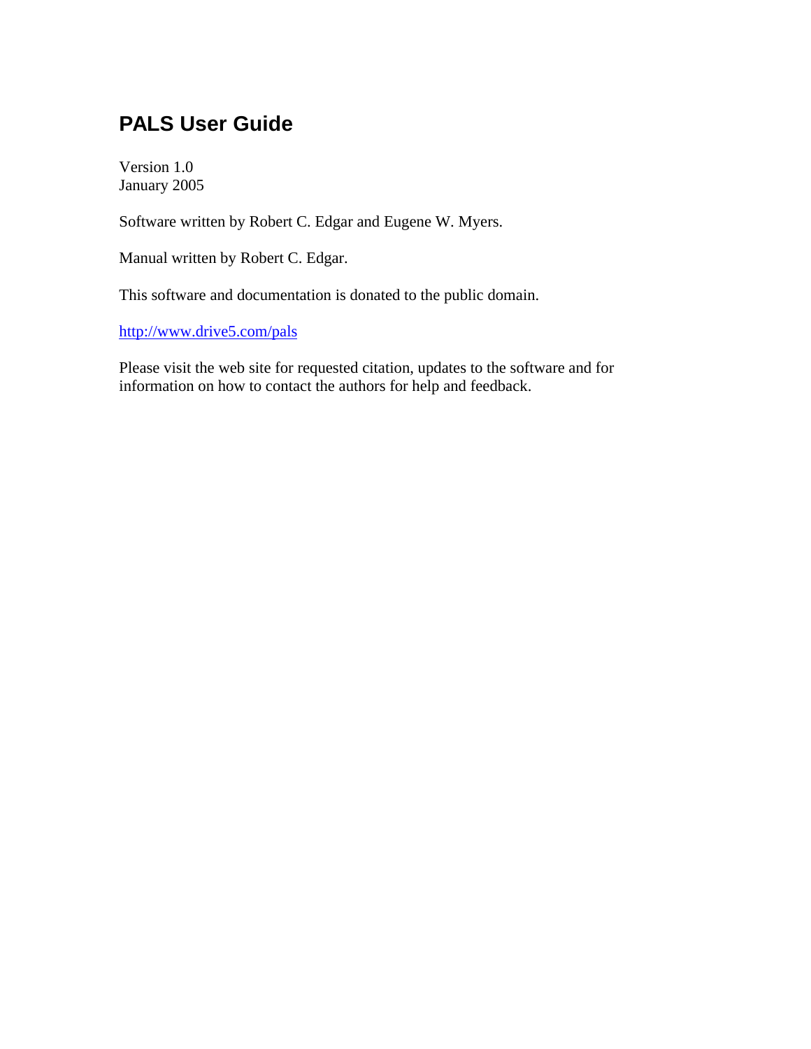# PALS User Guide

Version 1.0
January 2005

Software written by Robert C. Edgar and Eugene W. Myers.

Manual written by Robert C. Edgar.

This software and documentation is donated to the public domain.

[http://www.drive5.com/pals](http://www.drive5.com/pals)

Please visit the web site for requested citation, updates to the software and for information on how to contact the authors for help and feedback.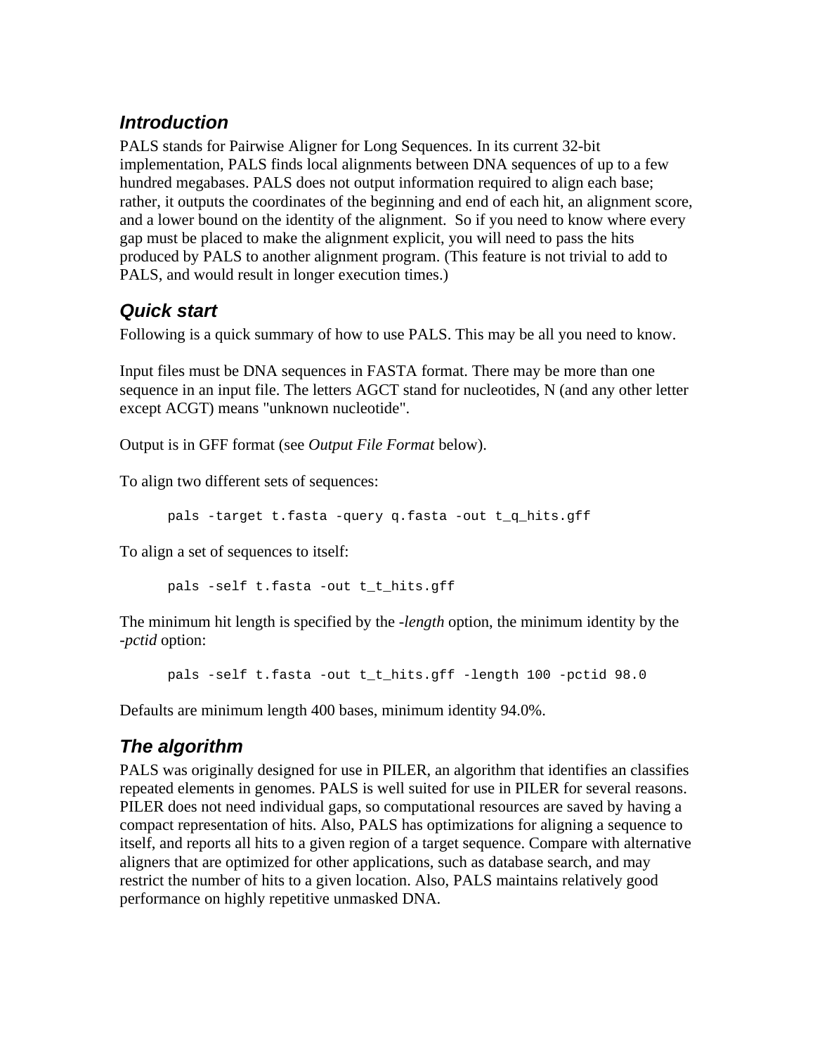## *Introduction*

PALS stands for Pairwise Aligner for Long Sequences. In its current 32-bit implementation, PALS finds local alignments between DNA sequences of up to a few hundred megabases. PALS does not output information required to align each base; rather, it outputs the coordinates of the beginning and end of each hit, an alignment score, and a lower bound on the identity of the alignment.  So if you need to know where every gap must be placed to make the alignment explicit, you will need to pass the hits produced by PALS to another alignment program. (This feature is not trivial to add to PALS, and would result in longer execution times.)

## *Quick start*

Following is a quick summary of how to use PALS. This may be all you need to know.

Input files must be DNA sequences in FASTA format. There may be more than one sequence in an input file. The letters AGCT stand for nucleotides, N (and any other letter except ACGT) means "unknown nucleotide".

Output is in GFF format (see *Output File Format* below).

To align two different sets of sequences:

```
pals -target t.fasta -query q.fasta -out t_q_hits.gff
```

To align a set of sequences to itself:

```
pals -self t.fasta -out t_t_hits.gff
```

The minimum hit length is specified by the *-length* option, the minimum identity by the *-pctid* option:

```
pals -self t.fasta -out t_t_hits.gff -length 100 -pctid 98.0
```

Defaults are minimum length 400 bases, minimum identity 94.0%.

## *The algorithm*

PALS was originally designed for use in PILER, an algorithm that identifies an classifies repeated elements in genomes. PALS is well suited for use in PILER for several reasons. PILER does not need individual gaps, so computational resources are saved by having a compact representation of hits. Also, PALS has optimizations for aligning a sequence to itself, and reports all hits to a given region of a target sequence. Compare with alternative aligners that are optimized for other applications, such as database search, and may restrict the number of hits to a given location. Also, PALS maintains relatively good performance on highly repetitive unmasked DNA.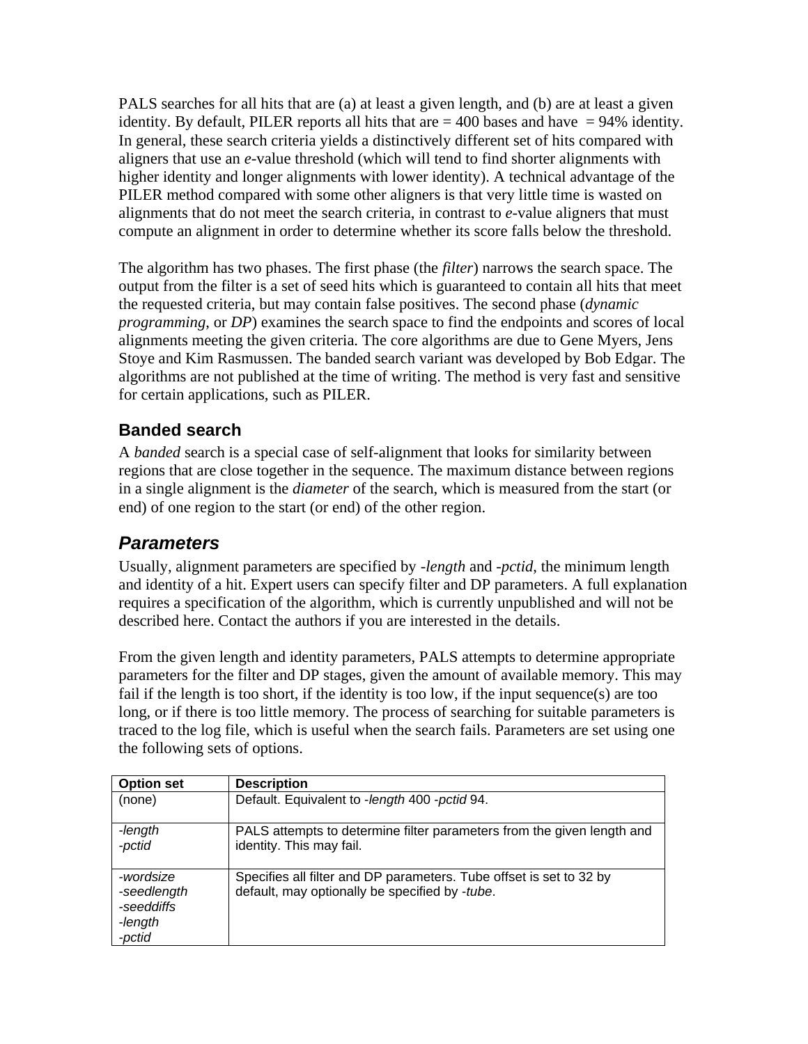PALS searches for all hits that are (a) at least a given length, and (b) are at least a given identity. By default, PILER reports all hits that are = 400 bases and have = 94% identity. In general, these search criteria yields a distinctively different set of hits compared with aligners that use an *e*-value threshold (which will tend to find shorter alignments with higher identity and longer alignments with lower identity). A technical advantage of the PILER method compared with some other aligners is that very little time is wasted on alignments that do not meet the search criteria, in contrast to *e*-value aligners that must compute an alignment in order to determine whether its score falls below the threshold.

The algorithm has two phases. The first phase (the *filter*) narrows the search space. The output from the filter is a set of seed hits which is guaranteed to contain all hits that meet the requested criteria, but may contain false positives. The second phase (*dynamic programming*, or *DP*) examines the search space to find the endpoints and scores of local alignments meeting the given criteria. The core algorithms are due to Gene Myers, Jens Stoye and Kim Rasmussen. The banded search variant was developed by Bob Edgar. The algorithms are not published at the time of writing. The method is very fast and sensitive for certain applications, such as PILER.

### Banded search

A *banded* search is a special case of self-alignment that looks for similarity between regions that are close together in the sequence. The maximum distance between regions in a single alignment is the *diameter* of the search, which is measured from the start (or end) of one region to the start (or end) of the other region.

## *Parameters*

Usually, alignment parameters are specified by *-length* and *-pctid*, the minimum length and identity of a hit. Expert users can specify filter and DP parameters. A full explanation requires a specification of the algorithm, which is currently unpublished and will not be described here. Contact the authors if you are interested in the details.

From the given length and identity parameters, PALS attempts to determine appropriate parameters for the filter and DP stages, given the amount of available memory. This may fail if the length is too short, if the identity is too low, if the input sequence(s) are too long, or if there is too little memory. The process of searching for suitable parameters is traced to the log file, which is useful when the search fails. Parameters are set using one the following sets of options.

| **Option set** | **Description** |
|---|---|
| (none) | Default. Equivalent to *-length* 400 *-pctid* 94. |
| *-length*<br>*-pctid* | PALS attempts to determine filter parameters from the given length and identity. This may fail. |
| *-wordsize*<br>*-seedlength*<br>*-seeddiffs*<br>*-length*<br>*-pctid* | Specifies all filter and DP parameters. Tube offset is set to 32 by default, may optionally be specified by *-tube*. |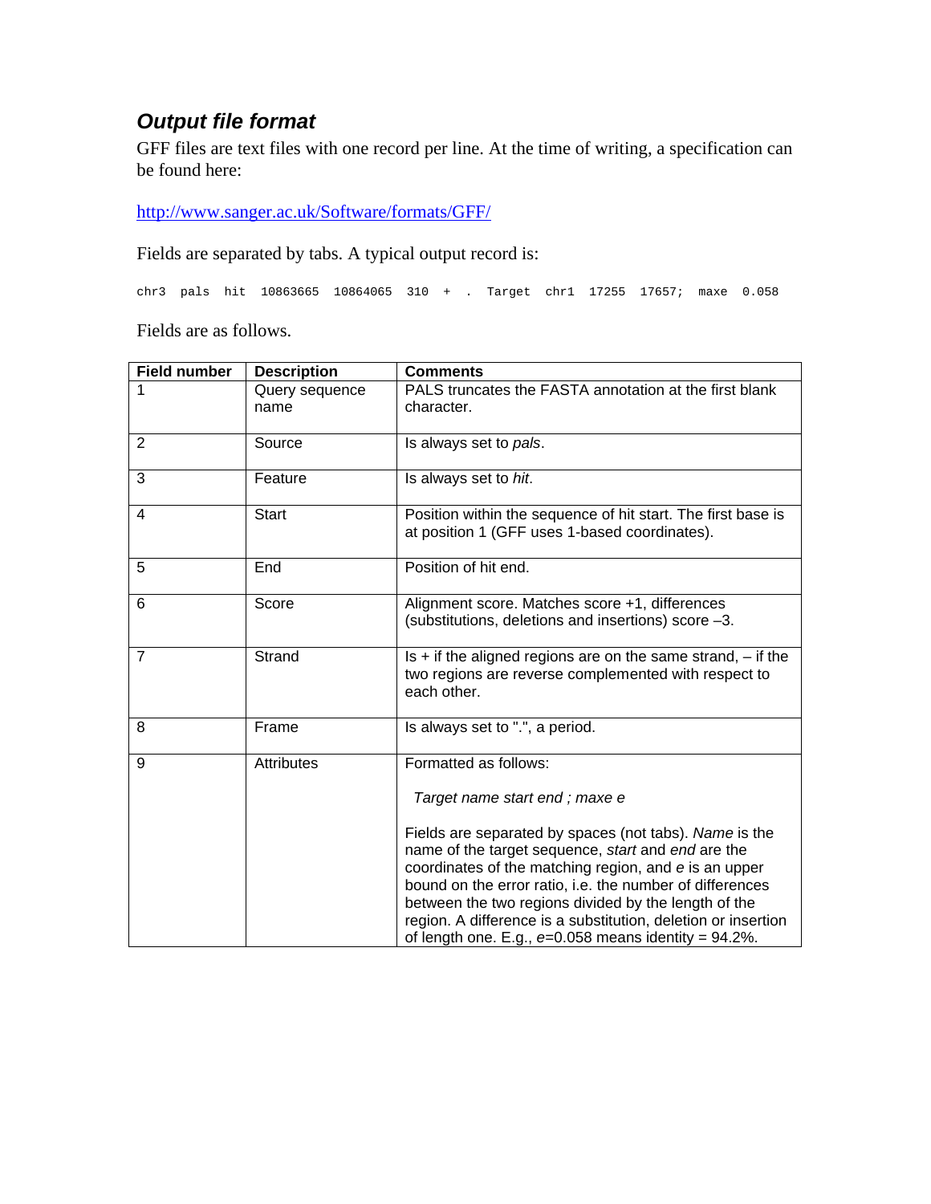## *Output file format*

GFF files are text files with one record per line. At the time of writing, a specification can be found here:

http://www.sanger.ac.uk/Software/formats/GFF/

Fields are separated by tabs. A typical output record is:

```
chr3  pals  hit  10863665  10864065  310  +  .  Target  chr1  17255  17657;  maxe  0.058
```

Fields are as follows.

| Field number | Description | Comments |
|---|---|---|
| 1 | Query sequence name | PALS truncates the FASTA annotation at the first blank character. |
| 2 | Source | Is always set to *pals*. |
| 3 | Feature | Is always set to *hit*. |
| 4 | Start | Position within the sequence of hit start. The first base is at position 1 (GFF uses 1-based coordinates). |
| 5 | End | Position of hit end. |
| 6 | Score | Alignment score. Matches score +1, differences (substitutions, deletions and insertions) score –3. |
| 7 | Strand | Is + if the aligned regions are on the same strand, – if the two regions are reverse complemented with respect to each other. |
| 8 | Frame | Is always set to ".", a period. |
| 9 | Attributes | Formatted as follows:<br><br>*Target name start end ; maxe e*<br><br>Fields are separated by spaces (not tabs). *Name* is the name of the target sequence, *start* and *end* are the coordinates of the matching region, and *e* is an upper bound on the error ratio, i.e. the number of differences between the two regions divided by the length of the region. A difference is a substitution, deletion or insertion of length one. E.g., *e*=0.058 means identity = 94.2%. |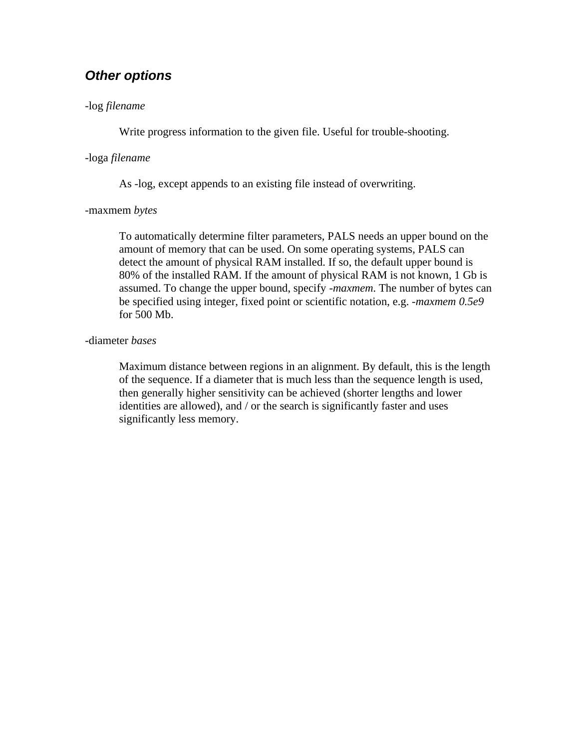### *Other options*

-log *filename*

> Write progress information to the given file. Useful for trouble-shooting.

-loga *filename*

> As -log, except appends to an existing file instead of overwriting.

-maxmem *bytes*

> To automatically determine filter parameters, PALS needs an upper bound on the amount of memory that can be used. On some operating systems, PALS can detect the amount of physical RAM installed. If so, the default upper bound is 80% of the installed RAM. If the amount of physical RAM is not known, 1 Gb is assumed. To change the upper bound, specify *-maxmem*. The number of bytes can be specified using integer, fixed point or scientific notation, e.g. *-maxmem 0.5e9* for 500 Mb.

-diameter *bases*

> Maximum distance between regions in an alignment. By default, this is the length of the sequence. If a diameter that is much less than the sequence length is used, then generally higher sensitivity can be achieved (shorter lengths and lower identities are allowed), and / or the search is significantly faster and uses significantly less memory.